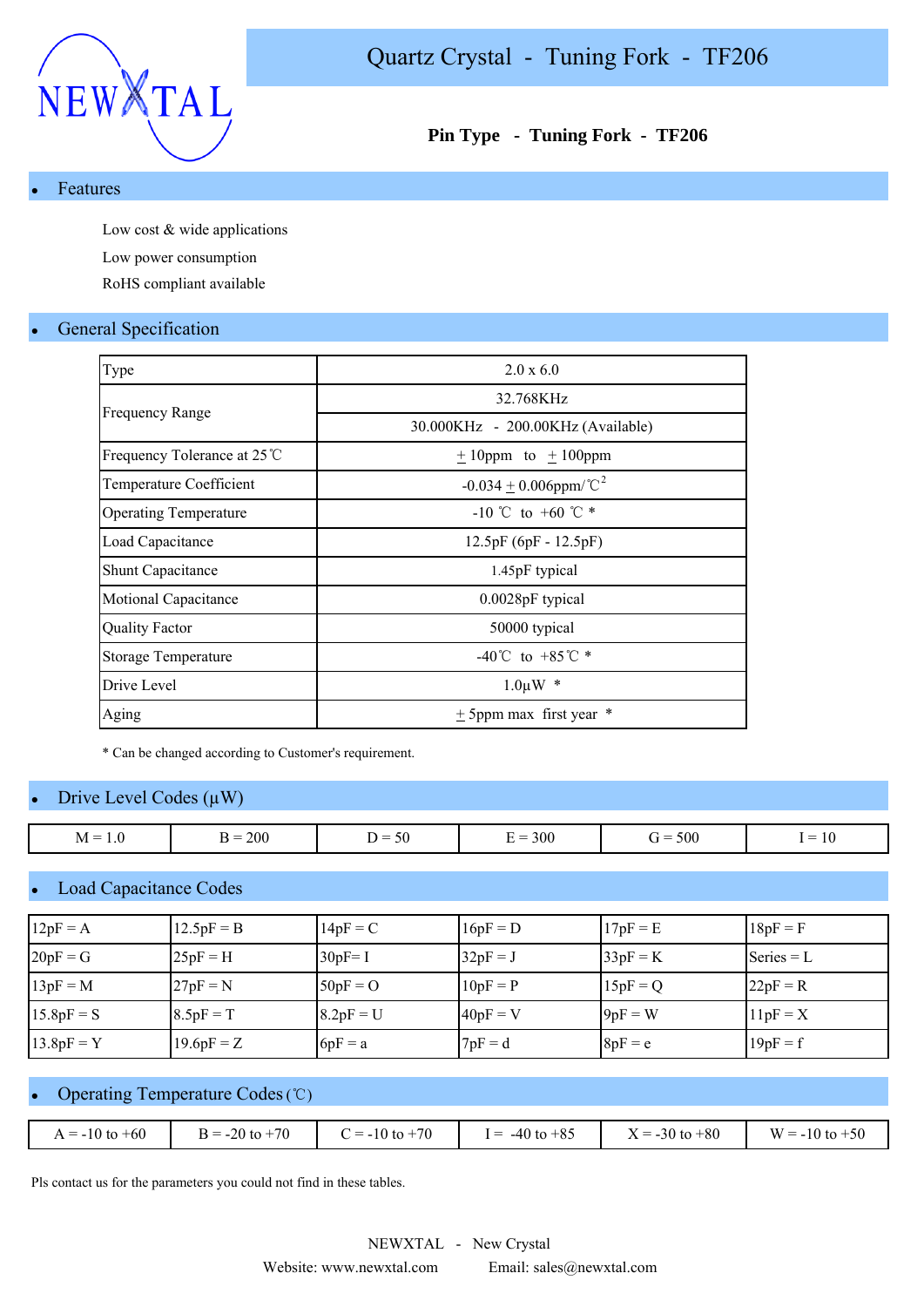NEWXTAL

# Quartz Crystal - Tuning Fork - TF206

**Pin Type - Tuning Fork - TF206**

## Features

- Low cost & wide applications
- Low power consumption
- RoHS compliant available

## General Specification

| | |
|---|---|
| Type | 2.0 x 6.0 |
| Frequency Range | 32.768KHz |
| | 30.000KHz - 200.00KHz (Available) |
| Frequency Tolerance at 25℃ | ± 10ppm to ± 100ppm |
| Temperature Coefficient | -0.034 ± 0.006ppm/℃$^2$ |
| Operating Temperature | -10 ℃ to +60 ℃ * |
| Load Capacitance | 12.5pF (6pF - 12.5pF) |
| Shunt Capacitance | 1.45pF typical |
| Motional Capacitance | 0.0028pF typical |
| Quality Factor | 50000 typical |
| Storage Temperature | -40℃ to +85℃ * |
| Drive Level | 1.0µW * |
| Aging | ± 5ppm max first year * |

* Can be changed according to Customer's requirement.

## Drive Level Codes (µW)

| | | | | | |
|---|---|---|---|---|---|
| M = 1.0 | B = 200 | D = 50 | E = 300 | G = 500 | I = 10 |

## Load Capacitance Codes

| | | | | | |
|---|---|---|---|---|---|
| 12pF = A | 12.5pF = B | 14pF = C | 16pF = D | 17pF = E | 18pF = F |
| 20pF = G | 25pF = H | 30pF= I | 32pF = J | 33pF = K | Series = L |
| 13pF = M | 27pF = N | 50pF = O | 10pF = P | 15pF = Q | 22pF = R |
| 15.8pF = S | 8.5pF = T | 8.2pF = U | 40pF = V | 9pF = W | 11pF = X |
| 13.8pF = Y | 19.6pF = Z | 6pF = a | 7pF = d | 8pF = e | 19pF = f |

## Operating Temperature Codes (℃)

| | | | | | |
|---|---|---|---|---|---|
| A = -10 to +60 | B = -20 to +70 | C = -10 to +70 | I = -40 to +85 | X = -30 to +80 | W = -10 to +50 |

Pls contact us for the parameters you could not find in these tables.

NEWXTAL - New Crystal

Website: www.newxtal.com Email: sales@newxtal.com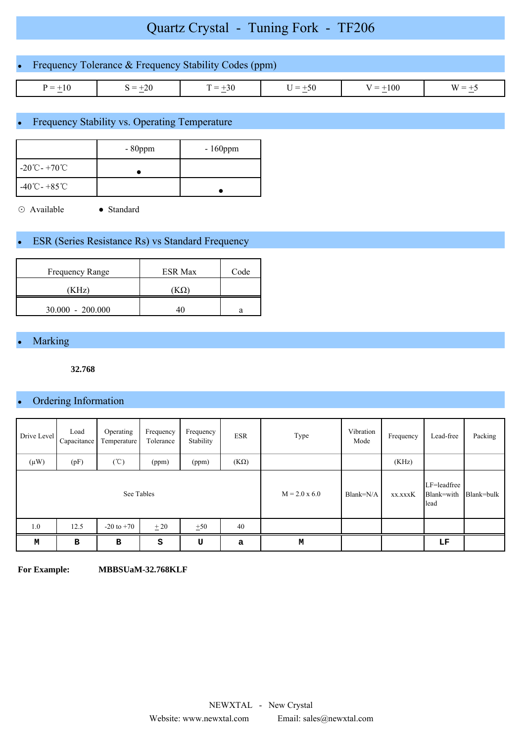# Quartz Crystal - Tuning Fork - TF206

## Frequency Tolerance & Frequency Stability Codes (ppm)

| P = ±10 | S = ±20 | T = ±30 | U = ±50 | V = ±100 | W = ±5 |
|---|---|---|---|---|---|

## Frequency Stability vs. Operating Temperature

| | - 80ppm | - 160ppm |
|---|---|---|
| -20℃ - +70℃ | ● | |
| -40℃ - +85℃ | | ● |

⊙ Available ● Standard

## ESR (Series Resistance Rs) vs Standard Frequency

| Frequency Range | ESR Max | Code |
|---|---|---|
| (KHz) | (KΩ) | |
| 30.000 - 200.000 | 40 | a |

## Marking

**32.768**

## Ordering Information

| Drive Level | Load Capacitance | Operating Temperature | Frequency Tolerance | Frequency Stability | ESR | Type | Vibration Mode | Frequency | Lead-free | Packing |
|---|---|---|---|---|---|---|---|---|---|---|
| (μW) | (pF) | (℃) | (ppm) | (ppm) | (KΩ) | | | (KHz) | | |
| See Tables | | | | | | M = 2.0 x 6.0 | Blank=N/A | xx.xxxK | LF=leadfree Blank=with lead | Blank=bulk |
| 1.0 | 12.5 | -20 to +70 | ± 20 | ±50 | 40 | | | | | |
| M | B | B | S | U | a | M | | | LF | |

**For Example:** **MBBSUaM-32.768KLF**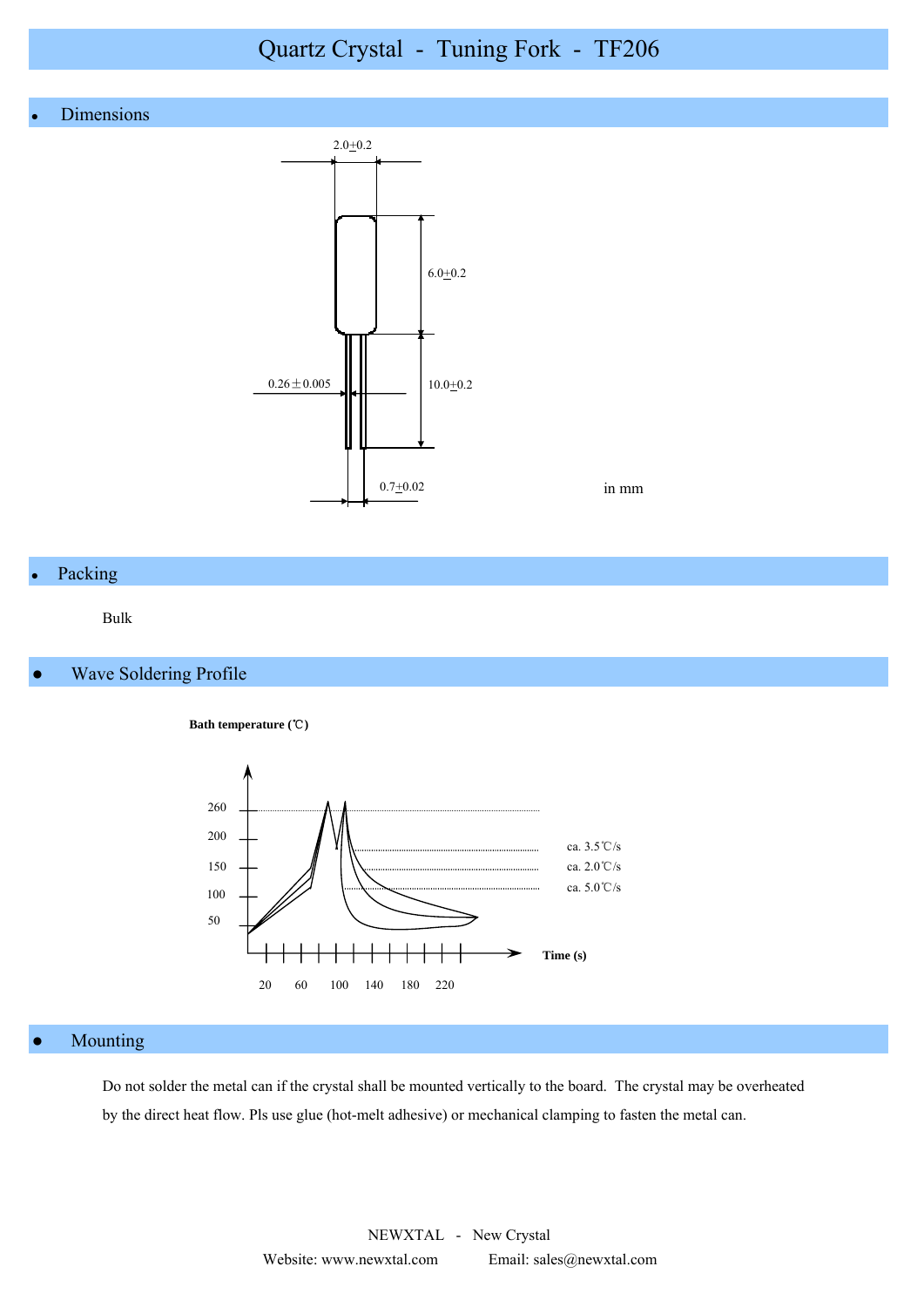# Quartz Crystal - Tuning Fork - TF206

## Dimensions

2.0±0.2

6.0±0.2

0.26±0.005

10.0±0.2

0.7±0.02

in mm

## Packing

Bulk

## Wave Soldering Profile

Bath temperature (℃)

260

200

150

100

50

20 60 100 140 180 220

Time (s)

ca. 3.5℃/s

ca. 2.0℃/s

ca. 5.0℃/s

## Mounting

Do not solder the metal can if the crystal shall be mounted vertically to the board. The crystal may be overheated by the direct heat flow. Pls use glue (hot-melt adhesive) or mechanical clamping to fasten the metal can.

NEWXTAL - New Crystal

Website: www.newxtal.com Email: sales@newxtal.com